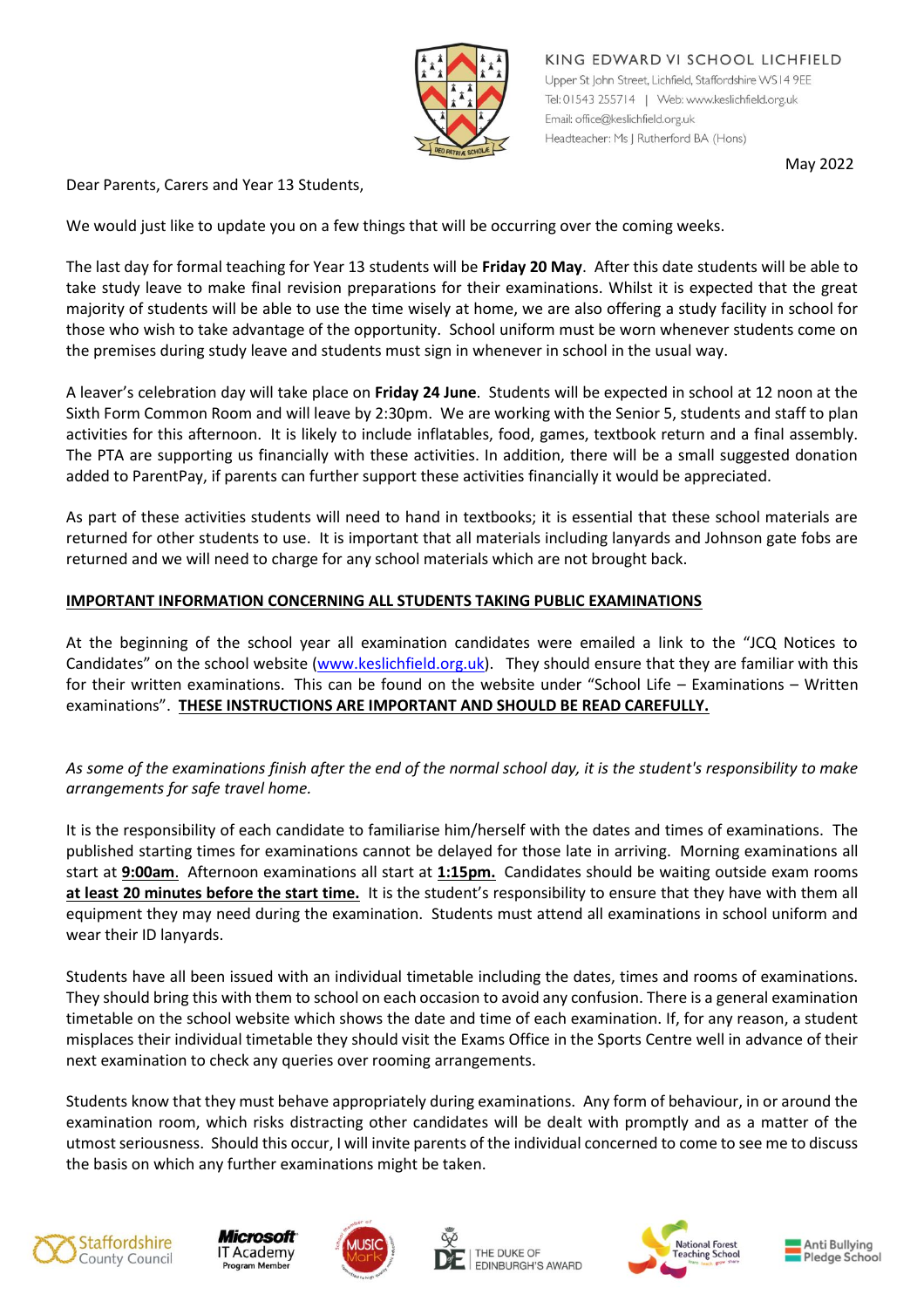KING EDWARD VI SCHOOL LICHFIELD
Upper St John Street, Lichfield, Staffordshire WS14 9EE
Tel: 01543 255714 | Web: www.keslichfield.org.uk
Email: office@keslichfield.org.uk
Headteacher: Ms J Rutherford BA (Hons)

May 2022

Dear Parents, Carers and Year 13 Students,

We would just like to update you on a few things that will be occurring over the coming weeks.

The last day for formal teaching for Year 13 students will be **Friday 20 May**. After this date students will be able to take study leave to make final revision preparations for their examinations. Whilst it is expected that the great majority of students will be able to use the time wisely at home, we are also offering a study facility in school for those who wish to take advantage of the opportunity. School uniform must be worn whenever students come on the premises during study leave and students must sign in whenever in school in the usual way.

A leaver's celebration day will take place on **Friday 24 June**. Students will be expected in school at 12 noon at the Sixth Form Common Room and will leave by 2:30pm. We are working with the Senior 5, students and staff to plan activities for this afternoon. It is likely to include inflatables, food, games, textbook return and a final assembly. The PTA are supporting us financially with these activities. In addition, there will be a small suggested donation added to ParentPay, if parents can further support these activities financially it would be appreciated.

As part of these activities students will need to hand in textbooks; it is essential that these school materials are returned for other students to use. It is important that all materials including lanyards and Johnson gate fobs are returned and we will need to charge for any school materials which are not brought back.

**IMPORTANT INFORMATION CONCERNING ALL STUDENTS TAKING PUBLIC EXAMINATIONS**

At the beginning of the school year all examination candidates were emailed a link to the "JCQ Notices to Candidates" on the school website (www.keslichfield.org.uk). They should ensure that they are familiar with this for their written examinations. This can be found on the website under "School Life – Examinations – Written examinations". **THESE INSTRUCTIONS ARE IMPORTANT AND SHOULD BE READ CAREFULLY.**

*As some of the examinations finish after the end of the normal school day, it is the student's responsibility to make arrangements for safe travel home.*

It is the responsibility of each candidate to familiarise him/herself with the dates and times of examinations. The published starting times for examinations cannot be delayed for those late in arriving. Morning examinations all start at **9:00am**. Afternoon examinations all start at **1:15pm.** Candidates should be waiting outside exam rooms **at least 20 minutes before the start time.** It is the student's responsibility to ensure that they have with them all equipment they may need during the examination. Students must attend all examinations in school uniform and wear their ID lanyards.

Students have all been issued with an individual timetable including the dates, times and rooms of examinations. They should bring this with them to school on each occasion to avoid any confusion. There is a general examination timetable on the school website which shows the date and time of each examination. If, for any reason, a student misplaces their individual timetable they should visit the Exams Office in the Sports Centre well in advance of their next examination to check any queries over rooming arrangements.

Students know that they must behave appropriately during examinations. Any form of behaviour, in or around the examination room, which risks distracting other candidates will be dealt with promptly and as a matter of the utmost seriousness. Should this occur, I will invite parents of the individual concerned to come to see me to discuss the basis on which any further examinations might be taken.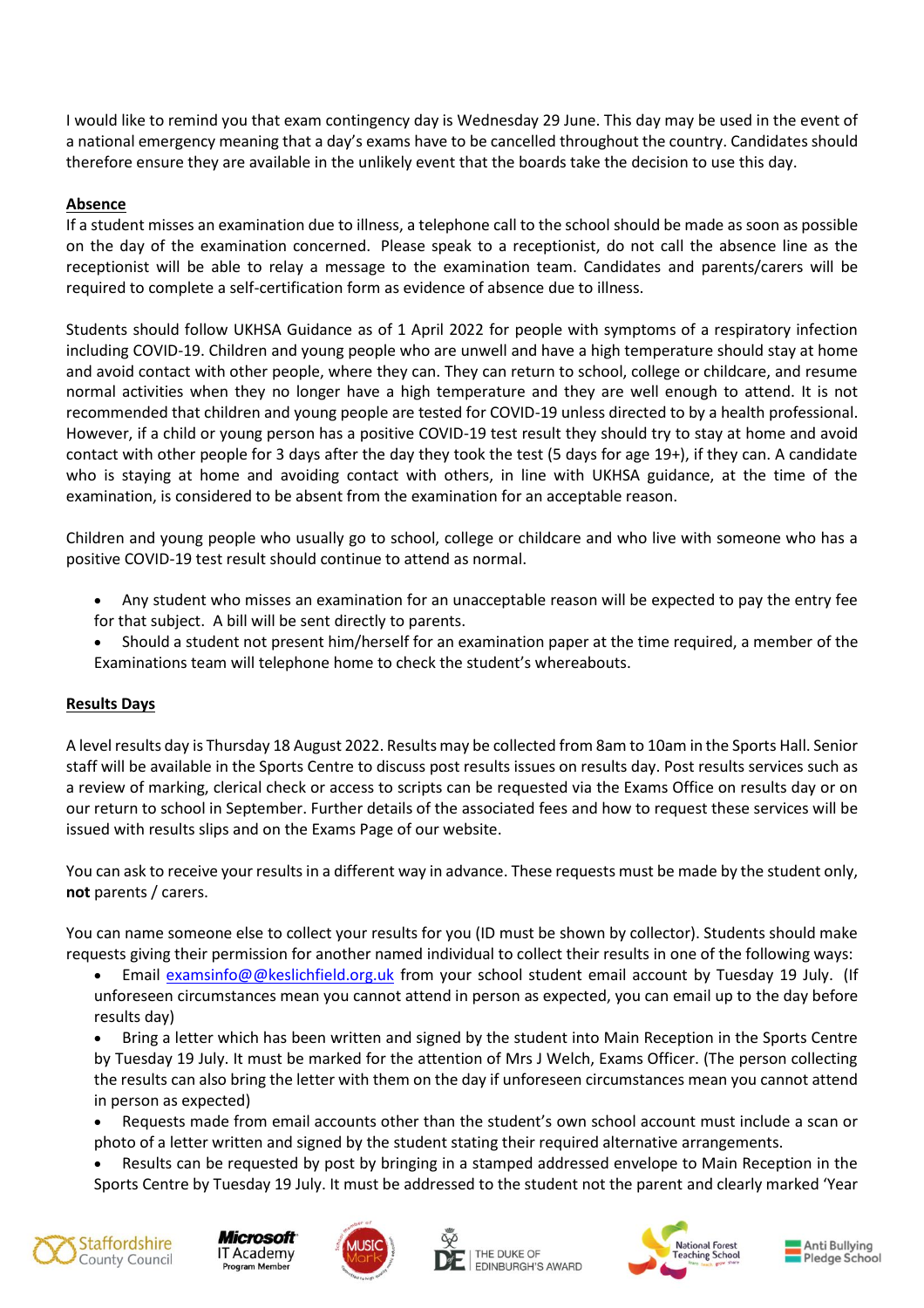I would like to remind you that exam contingency day is Wednesday 29 June. This day may be used in the event of a national emergency meaning that a day's exams have to be cancelled throughout the country. Candidates should therefore ensure they are available in the unlikely event that the boards take the decision to use this day.

**Absence**

If a student misses an examination due to illness, a telephone call to the school should be made as soon as possible on the day of the examination concerned. Please speak to a receptionist, do not call the absence line as the receptionist will be able to relay a message to the examination team. Candidates and parents/carers will be required to complete a self-certification form as evidence of absence due to illness.

Students should follow UKHSA Guidance as of 1 April 2022 for people with symptoms of a respiratory infection including COVID-19. Children and young people who are unwell and have a high temperature should stay at home and avoid contact with other people, where they can. They can return to school, college or childcare, and resume normal activities when they no longer have a high temperature and they are well enough to attend. It is not recommended that children and young people are tested for COVID-19 unless directed to by a health professional. However, if a child or young person has a positive COVID-19 test result they should try to stay at home and avoid contact with other people for 3 days after the day they took the test (5 days for age 19+), if they can. A candidate who is staying at home and avoiding contact with others, in line with UKHSA guidance, at the time of the examination, is considered to be absent from the examination for an acceptable reason.

Children and young people who usually go to school, college or childcare and who live with someone who has a positive COVID-19 test result should continue to attend as normal.

- Any student who misses an examination for an unacceptable reason will be expected to pay the entry fee for that subject. A bill will be sent directly to parents.
- Should a student not present him/herself for an examination paper at the time required, a member of the Examinations team will telephone home to check the student's whereabouts.

**Results Days**

A level results day is Thursday 18 August 2022. Results may be collected from 8am to 10am in the Sports Hall. Senior staff will be available in the Sports Centre to discuss post results issues on results day. Post results services such as a review of marking, clerical check or access to scripts can be requested via the Exams Office on results day or on our return to school in September. Further details of the associated fees and how to request these services will be issued with results slips and on the Exams Page of our website.

You can ask to receive your results in a different way in advance. These requests must be made by the student only, **not** parents / carers.

You can name someone else to collect your results for you (ID must be shown by collector). Students should make requests giving their permission for another named individual to collect their results in one of the following ways:

- Email examsinfo@@keslichfield.org.uk from your school student email account by Tuesday 19 July. (If unforeseen circumstances mean you cannot attend in person as expected, you can email up to the day before results day)
- Bring a letter which has been written and signed by the student into Main Reception in the Sports Centre by Tuesday 19 July. It must be marked for the attention of Mrs J Welch, Exams Officer. (The person collecting the results can also bring the letter with them on the day if unforeseen circumstances mean you cannot attend in person as expected)
- Requests made from email accounts other than the student's own school account must include a scan or photo of a letter written and signed by the student stating their required alternative arrangements.
- Results can be requested by post by bringing in a stamped addressed envelope to Main Reception in the Sports Centre by Tuesday 19 July. It must be addressed to the student not the parent and clearly marked 'Year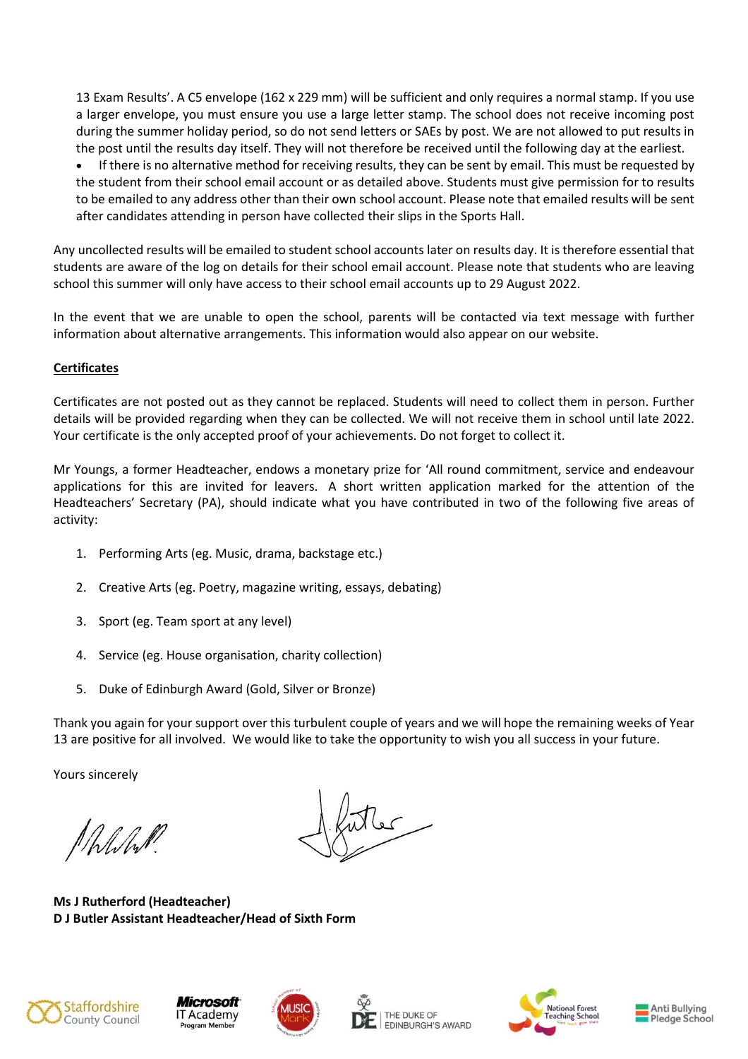13 Exam Results'. A C5 envelope (162 x 229 mm) will be sufficient and only requires a normal stamp. If you use a larger envelope, you must ensure you use a large letter stamp. The school does not receive incoming post during the summer holiday period, so do not send letters or SAEs by post. We are not allowed to put results in the post until the results day itself. They will not therefore be received until the following day at the earliest.

- If there is no alternative method for receiving results, they can be sent by email. This must be requested by the student from their school email account or as detailed above. Students must give permission for to results to be emailed to any address other than their own school account. Please note that emailed results will be sent after candidates attending in person have collected their slips in the Sports Hall.

Any uncollected results will be emailed to student school accounts later on results day. It is therefore essential that students are aware of the log on details for their school email account. Please note that students who are leaving school this summer will only have access to their school email accounts up to 29 August 2022.

In the event that we are unable to open the school, parents will be contacted via text message with further information about alternative arrangements. This information would also appear on our website.

**Certificates**

Certificates are not posted out as they cannot be replaced. Students will need to collect them in person. Further details will be provided regarding when they can be collected. We will not receive them in school until late 2022. Your certificate is the only accepted proof of your achievements. Do not forget to collect it.

Mr Youngs, a former Headteacher, endows a monetary prize for 'All round commitment, service and endeavour applications for this are invited for leavers. A short written application marked for the attention of the Headteachers' Secretary (PA), should indicate what you have contributed in two of the following five areas of activity:

1. Performing Arts (eg. Music, drama, backstage etc.)
2. Creative Arts (eg. Poetry, magazine writing, essays, debating)
3. Sport (eg. Team sport at any level)
4. Service (eg. House organisation, charity collection)
5. Duke of Edinburgh Award (Gold, Silver or Bronze)

Thank you again for your support over this turbulent couple of years and we will hope the remaining weeks of Year 13 are positive for all involved. We would like to take the opportunity to wish you all success in your future.

Yours sincerely

**Ms J Rutherford (Headteacher)**
**D J Butler Assistant Headteacher/Head of Sixth Form**

Staffordshire County Council | Microsoft IT Academy Program Member | Music Mark | The Duke of Edinburgh's Award | National Forest Teaching School | Anti Bullying Pledge School